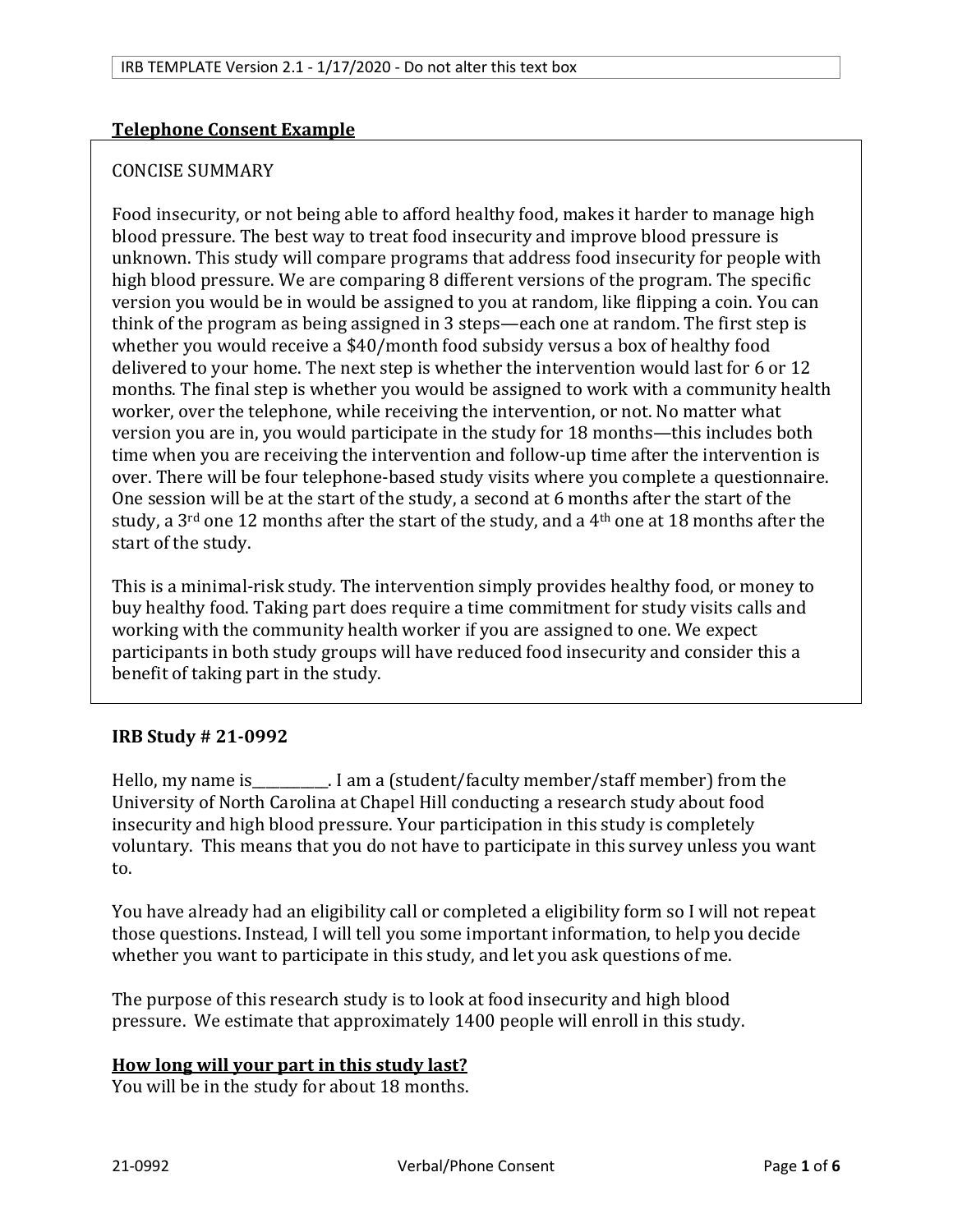IRB TEMPLATE Version 2.1 - 1/17/2020 - Do not alter this text box

**Telephone Consent Example**

CONCISE SUMMARY

Food insecurity, or not being able to afford healthy food, makes it harder to manage high blood pressure. The best way to treat food insecurity and improve blood pressure is unknown. This study will compare programs that address food insecurity for people with high blood pressure. We are comparing 8 different versions of the program. The specific version you would be in would be assigned to you at random, like flipping a coin. You can think of the program as being assigned in 3 steps—each one at random. The first step is whether you would receive a $40/month food subsidy versus a box of healthy food delivered to your home. The next step is whether the intervention would last for 6 or 12 months. The final step is whether you would be assigned to work with a community health worker, over the telephone, while receiving the intervention, or not. No matter what version you are in, you would participate in the study for 18 months—this includes both time when you are receiving the intervention and follow-up time after the intervention is over. There will be four telephone-based study visits where you complete a questionnaire. One session will be at the start of the study, a second at 6 months after the start of the study, a 3rd one 12 months after the start of the study, and a 4th one at 18 months after the start of the study.

This is a minimal-risk study. The intervention simply provides healthy food, or money to buy healthy food. Taking part does require a time commitment for study visits calls and working with the community health worker if you are assigned to one. We expect participants in both study groups will have reduced food insecurity and consider this a benefit of taking part in the study.

**IRB Study # 21-0992**

Hello, my name is___________. I am a (student/faculty member/staff member) from the University of North Carolina at Chapel Hill conducting a research study about food insecurity and high blood pressure. Your participation in this study is completely voluntary. This means that you do not have to participate in this survey unless you want to.

You have already had an eligibility call or completed a eligibility form so I will not repeat those questions. Instead, I will tell you some important information, to help you decide whether you want to participate in this study, and let you ask questions of me.

The purpose of this research study is to look at food insecurity and high blood pressure. We estimate that approximately 1400 people will enroll in this study.

**How long will your part in this study last?**

You will be in the study for about 18 months.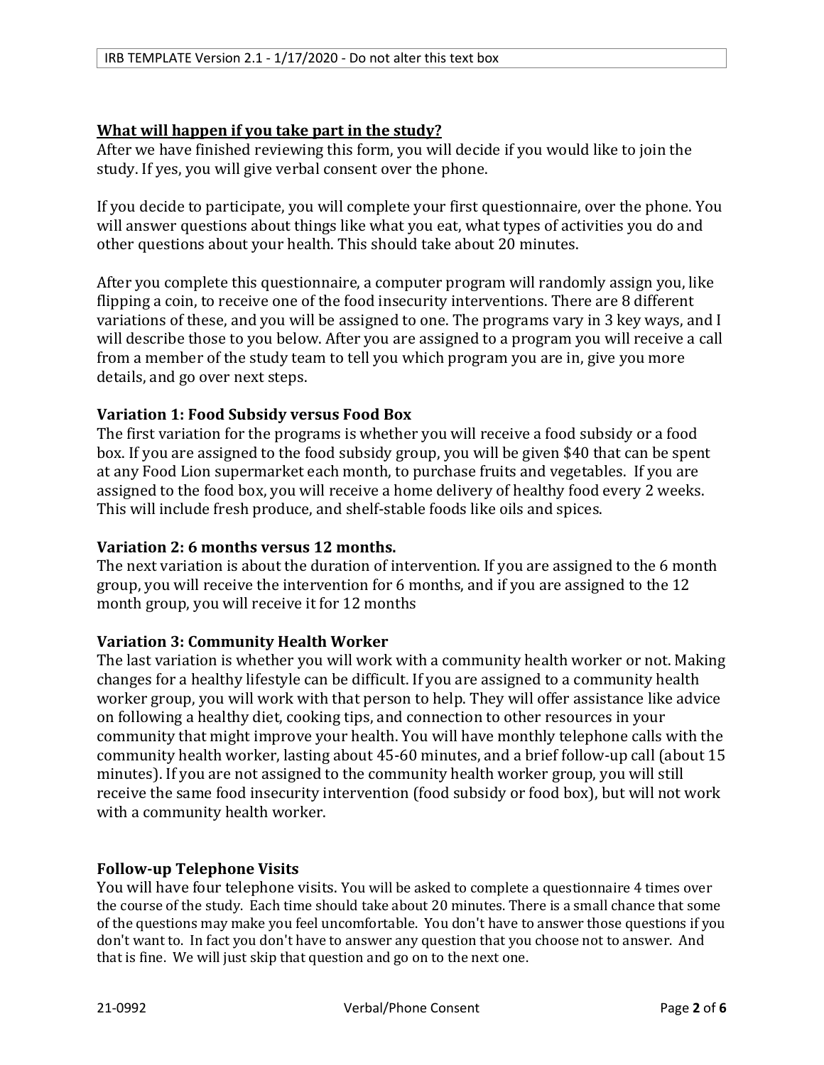## What will happen if you take part in the study?

After we have finished reviewing this form, you will decide if you would like to join the study. If yes, you will give verbal consent over the phone.

If you decide to participate, you will complete your first questionnaire, over the phone. You will answer questions about things like what you eat, what types of activities you do and other questions about your health. This should take about 20 minutes.

After you complete this questionnaire, a computer program will randomly assign you, like flipping a coin, to receive one of the food insecurity interventions. There are 8 different variations of these, and you will be assigned to one. The programs vary in 3 key ways, and I will describe those to you below. After you are assigned to a program you will receive a call from a member of the study team to tell you which program you are in, give you more details, and go over next steps.

### Variation 1: Food Subsidy versus Food Box

The first variation for the programs is whether you will receive a food subsidy or a food box. If you are assigned to the food subsidy group, you will be given $40 that can be spent at any Food Lion supermarket each month, to purchase fruits and vegetables. If you are assigned to the food box, you will receive a home delivery of healthy food every 2 weeks. This will include fresh produce, and shelf-stable foods like oils and spices.

### Variation 2: 6 months versus 12 months.

The next variation is about the duration of intervention. If you are assigned to the 6 month group, you will receive the intervention for 6 months, and if you are assigned to the 12 month group, you will receive it for 12 months

### Variation 3: Community Health Worker

The last variation is whether you will work with a community health worker or not. Making changes for a healthy lifestyle can be difficult. If you are assigned to a community health worker group, you will work with that person to help. They will offer assistance like advice on following a healthy diet, cooking tips, and connection to other resources in your community that might improve your health. You will have monthly telephone calls with the community health worker, lasting about 45-60 minutes, and a brief follow-up call (about 15 minutes). If you are not assigned to the community health worker group, you will still receive the same food insecurity intervention (food subsidy or food box), but will not work with a community health worker.

### Follow-up Telephone Visits

You will have four telephone visits. You will be asked to complete a questionnaire 4 times over the course of the study. Each time should take about 20 minutes. There is a small chance that some of the questions may make you feel uncomfortable. You don't have to answer those questions if you don't want to. In fact you don't have to answer any question that you choose not to answer. And that is fine. We will just skip that question and go on to the next one.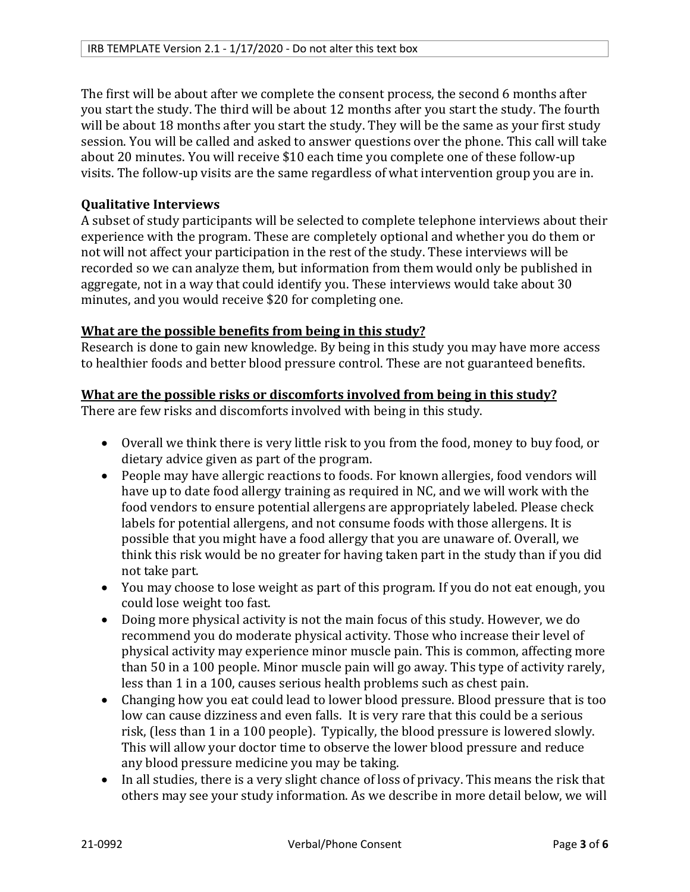The first will be about after we complete the consent process, the second 6 months after you start the study. The third will be about 12 months after you start the study. The fourth will be about 18 months after you start the study. They will be the same as your first study session. You will be called and asked to answer questions over the phone. This call will take about 20 minutes. You will receive $10 each time you complete one of these follow-up visits. The follow-up visits are the same regardless of what intervention group you are in.

**Qualitative Interviews**

A subset of study participants will be selected to complete telephone interviews about their experience with the program. These are completely optional and whether you do them or not will not affect your participation in the rest of the study. These interviews will be recorded so we can analyze them, but information from them would only be published in aggregate, not in a way that could identify you. These interviews would take about 30 minutes, and you would receive $20 for completing one.

**What are the possible benefits from being in this study?**

Research is done to gain new knowledge. By being in this study you may have more access to healthier foods and better blood pressure control. These are not guaranteed benefits.

**What are the possible risks or discomforts involved from being in this study?**

There are few risks and discomforts involved with being in this study.

- Overall we think there is very little risk to you from the food, money to buy food, or dietary advice given as part of the program.
- People may have allergic reactions to foods. For known allergies, food vendors will have up to date food allergy training as required in NC, and we will work with the food vendors to ensure potential allergens are appropriately labeled. Please check labels for potential allergens, and not consume foods with those allergens. It is possible that you might have a food allergy that you are unaware of. Overall, we think this risk would be no greater for having taken part in the study than if you did not take part.
- You may choose to lose weight as part of this program. If you do not eat enough, you could lose weight too fast.
- Doing more physical activity is not the main focus of this study. However, we do recommend you do moderate physical activity. Those who increase their level of physical activity may experience minor muscle pain. This is common, affecting more than 50 in a 100 people. Minor muscle pain will go away. This type of activity rarely, less than 1 in a 100, causes serious health problems such as chest pain.
- Changing how you eat could lead to lower blood pressure. Blood pressure that is too low can cause dizziness and even falls. It is very rare that this could be a serious risk, (less than 1 in a 100 people). Typically, the blood pressure is lowered slowly. This will allow your doctor time to observe the lower blood pressure and reduce any blood pressure medicine you may be taking.
- In all studies, there is a very slight chance of loss of privacy. This means the risk that others may see your study information. As we describe in more detail below, we will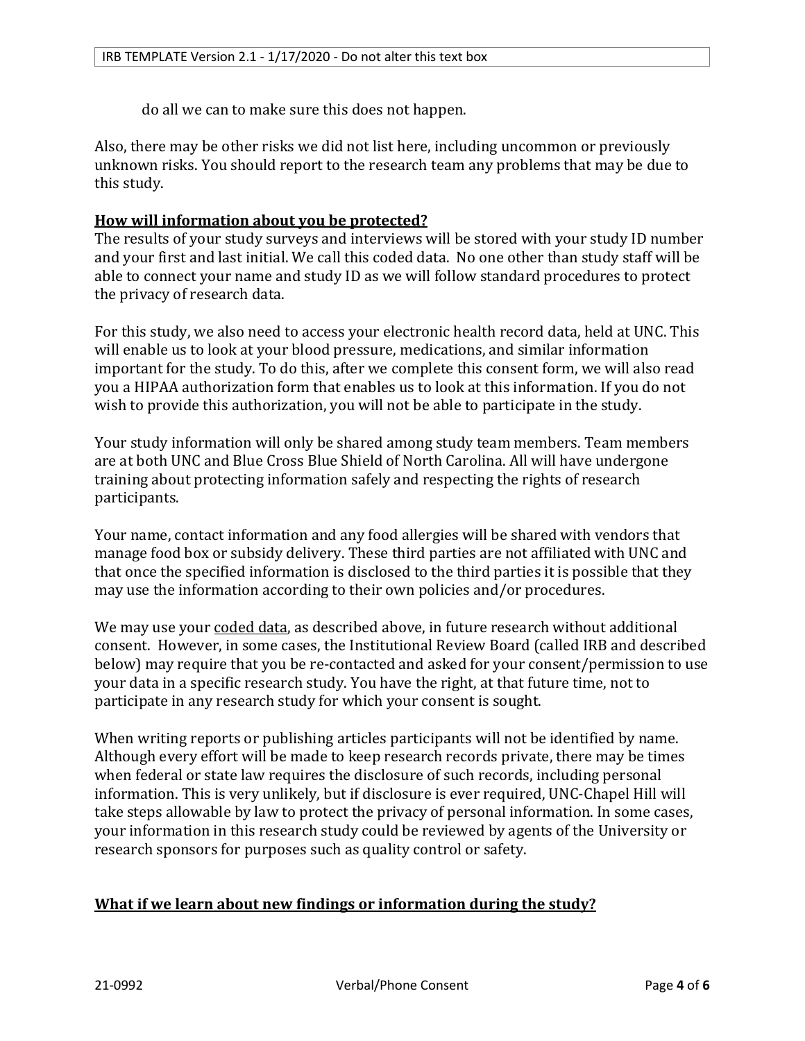do all we can to make sure this does not happen.

Also, there may be other risks we did not list here, including uncommon or previously unknown risks. You should report to the research team any problems that may be due to this study.

**How will information about you be protected?**

The results of your study surveys and interviews will be stored with your study ID number and your first and last initial. We call this coded data. No one other than study staff will be able to connect your name and study ID as we will follow standard procedures to protect the privacy of research data.

For this study, we also need to access your electronic health record data, held at UNC. This will enable us to look at your blood pressure, medications, and similar information important for the study. To do this, after we complete this consent form, we will also read you a HIPAA authorization form that enables us to look at this information. If you do not wish to provide this authorization, you will not be able to participate in the study.

Your study information will only be shared among study team members. Team members are at both UNC and Blue Cross Blue Shield of North Carolina. All will have undergone training about protecting information safely and respecting the rights of research participants.

Your name, contact information and any food allergies will be shared with vendors that manage food box or subsidy delivery. These third parties are not affiliated with UNC and that once the specified information is disclosed to the third parties it is possible that they may use the information according to their own policies and/or procedures.

We may use your coded data, as described above, in future research without additional consent. However, in some cases, the Institutional Review Board (called IRB and described below) may require that you be re-contacted and asked for your consent/permission to use your data in a specific research study. You have the right, at that future time, not to participate in any research study for which your consent is sought.

When writing reports or publishing articles participants will not be identified by name. Although every effort will be made to keep research records private, there may be times when federal or state law requires the disclosure of such records, including personal information. This is very unlikely, but if disclosure is ever required, UNC-Chapel Hill will take steps allowable by law to protect the privacy of personal information. In some cases, your information in this research study could be reviewed by agents of the University or research sponsors for purposes such as quality control or safety.

**What if we learn about new findings or information during the study?**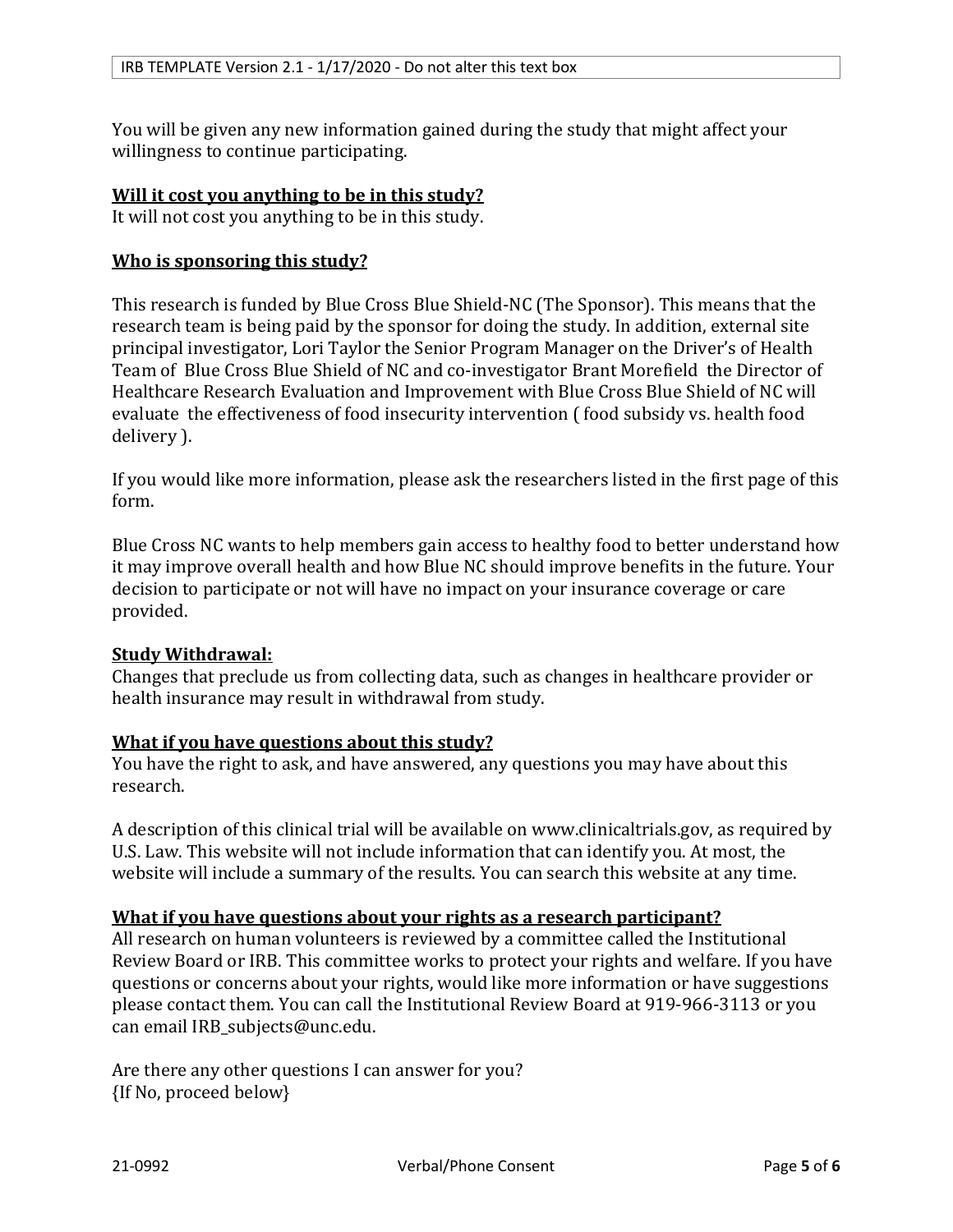You will be given any new information gained during the study that might affect your willingness to continue participating.

**Will it cost you anything to be in this study?**
It will not cost you anything to be in this study.

**Who is sponsoring this study?**

This research is funded by Blue Cross Blue Shield-NC (The Sponsor). This means that the research team is being paid by the sponsor for doing the study. In addition, external site principal investigator, Lori Taylor the Senior Program Manager on the Driver's of Health Team of Blue Cross Blue Shield of NC and co-investigator Brant Morefield the Director of Healthcare Research Evaluation and Improvement with Blue Cross Blue Shield of NC will evaluate the effectiveness of food insecurity intervention ( food subsidy vs. health food delivery ).

If you would like more information, please ask the researchers listed in the first page of this form.

Blue Cross NC wants to help members gain access to healthy food to better understand how it may improve overall health and how Blue NC should improve benefits in the future. Your decision to participate or not will have no impact on your insurance coverage or care provided.

**Study Withdrawal:**
Changes that preclude us from collecting data, such as changes in healthcare provider or health insurance may result in withdrawal from study.

**What if you have questions about this study?**
You have the right to ask, and have answered, any questions you may have about this research.

A description of this clinical trial will be available on www.clinicaltrials.gov, as required by U.S. Law. This website will not include information that can identify you. At most, the website will include a summary of the results. You can search this website at any time.

**What if you have questions about your rights as a research participant?**
All research on human volunteers is reviewed by a committee called the Institutional Review Board or IRB. This committee works to protect your rights and welfare. If you have questions or concerns about your rights, would like more information or have suggestions please contact them. You can call the Institutional Review Board at 919-966-3113 or you can email IRB_subjects@unc.edu.

Are there any other questions I can answer for you?
{If No, proceed below}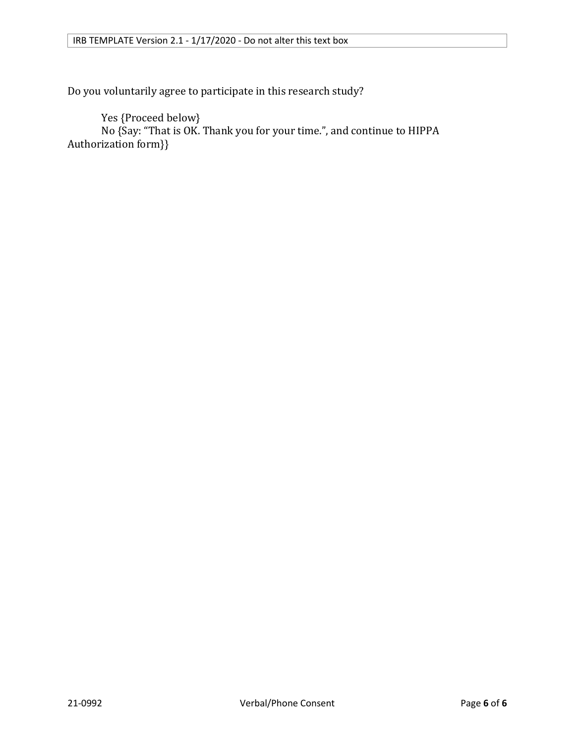Do you voluntarily agree to participate in this research study?

Yes {Proceed below}
No {Say: "That is OK. Thank you for your time.", and continue to HIPPA Authorization form}}